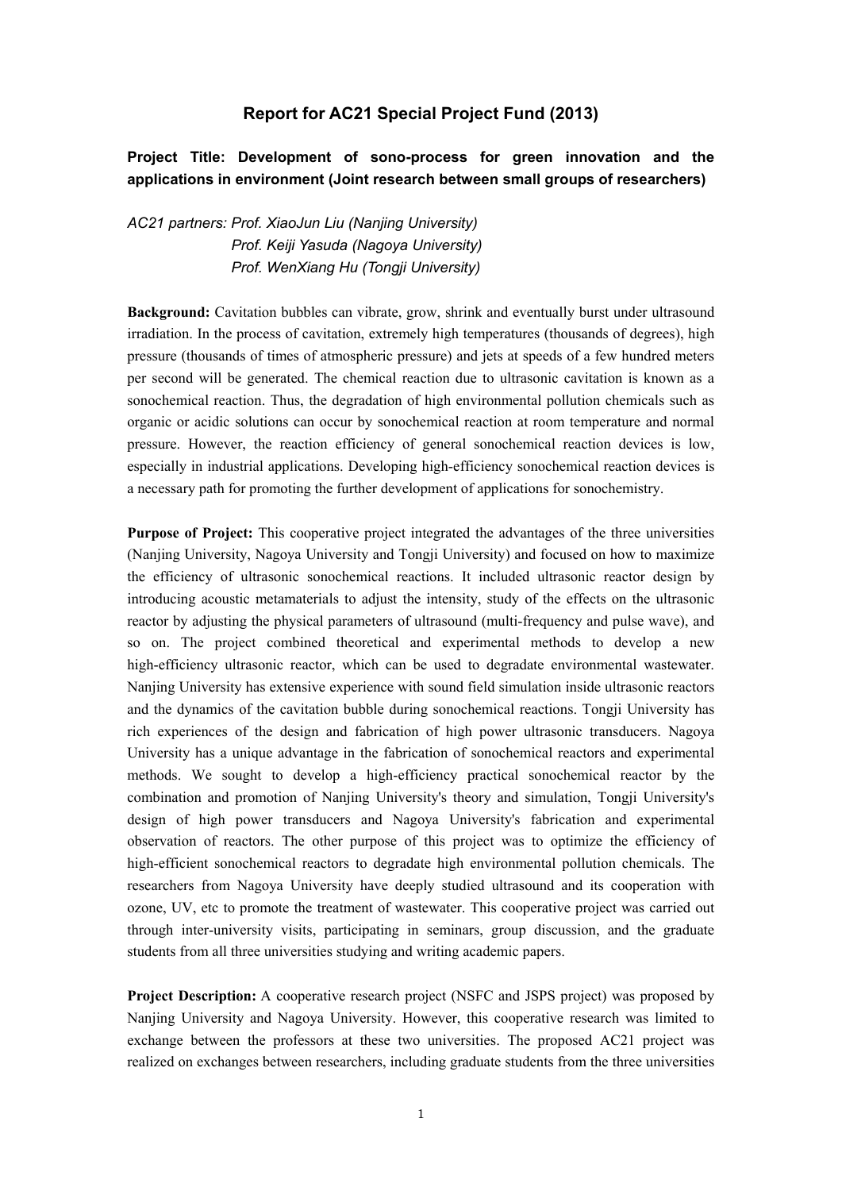# Report for AC21 Special Project Fund (2013)

**Project Title: Development of sono-process for green innovation and the applications in environment (Joint research between small groups of researchers)**

*AC21 partners: Prof. XiaoJun Liu (Nanjing University)*
*Prof. Keiji Yasuda (Nagoya University)*
*Prof. WenXiang Hu (Tongji University)*

**Background:** Cavitation bubbles can vibrate, grow, shrink and eventually burst under ultrasound irradiation. In the process of cavitation, extremely high temperatures (thousands of degrees), high pressure (thousands of times of atmospheric pressure) and jets at speeds of a few hundred meters per second will be generated. The chemical reaction due to ultrasonic cavitation is known as a sonochemical reaction. Thus, the degradation of high environmental pollution chemicals such as organic or acidic solutions can occur by sonochemical reaction at room temperature and normal pressure. However, the reaction efficiency of general sonochemical reaction devices is low, especially in industrial applications. Developing high-efficiency sonochemical reaction devices is a necessary path for promoting the further development of applications for sonochemistry.

**Purpose of Project:** This cooperative project integrated the advantages of the three universities (Nanjing University, Nagoya University and Tongji University) and focused on how to maximize the efficiency of ultrasonic sonochemical reactions. It included ultrasonic reactor design by introducing acoustic metamaterials to adjust the intensity, study of the effects on the ultrasonic reactor by adjusting the physical parameters of ultrasound (multi-frequency and pulse wave), and so on. The project combined theoretical and experimental methods to develop a new high-efficiency ultrasonic reactor, which can be used to degradate environmental wastewater. Nanjing University has extensive experience with sound field simulation inside ultrasonic reactors and the dynamics of the cavitation bubble during sonochemical reactions. Tongji University has rich experiences of the design and fabrication of high power ultrasonic transducers. Nagoya University has a unique advantage in the fabrication of sonochemical reactors and experimental methods. We sought to develop a high-efficiency practical sonochemical reactor by the combination and promotion of Nanjing University's theory and simulation, Tongji University's design of high power transducers and Nagoya University's fabrication and experimental observation of reactors. The other purpose of this project was to optimize the efficiency of high-efficient sonochemical reactors to degradate high environmental pollution chemicals. The researchers from Nagoya University have deeply studied ultrasound and its cooperation with ozone, UV, etc to promote the treatment of wastewater. This cooperative project was carried out through inter-university visits, participating in seminars, group discussion, and the graduate students from all three universities studying and writing academic papers.

**Project Description:** A cooperative research project (NSFC and JSPS project) was proposed by Nanjing University and Nagoya University. However, this cooperative research was limited to exchange between the professors at these two universities. The proposed AC21 project was realized on exchanges between researchers, including graduate students from the three universities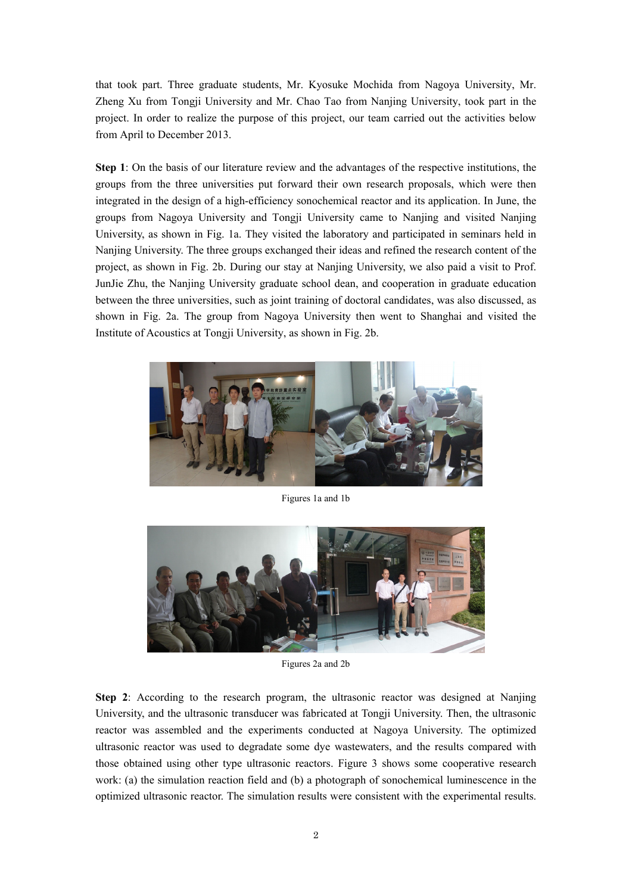that took part. Three graduate students, Mr. Kyosuke Mochida from Nagoya University, Mr. Zheng Xu from Tongji University and Mr. Chao Tao from Nanjing University, took part in the project. In order to realize the purpose of this project, our team carried out the activities below from April to December 2013.

**Step 1**: On the basis of our literature review and the advantages of the respective institutions, the groups from the three universities put forward their own research proposals, which were then integrated in the design of a high-efficiency sonochemical reactor and its application. In June, the groups from Nagoya University and Tongji University came to Nanjing and visited Nanjing University, as shown in Fig. 1a. They visited the laboratory and participated in seminars held in Nanjing University. The three groups exchanged their ideas and refined the research content of the project, as shown in Fig. 2b. During our stay at Nanjing University, we also paid a visit to Prof. JunJie Zhu, the Nanjing University graduate school dean, and cooperation in graduate education between the three universities, such as joint training of doctoral candidates, was also discussed, as shown in Fig. 2a. The group from Nagoya University then went to Shanghai and visited the Institute of Acoustics at Tongji University, as shown in Fig. 2b.

Figures 1a and 1b

Figures 2a and 2b

**Step 2**: According to the research program, the ultrasonic reactor was designed at Nanjing University, and the ultrasonic transducer was fabricated at Tongji University. Then, the ultrasonic reactor was assembled and the experiments conducted at Nagoya University. The optimized ultrasonic reactor was used to degradate some dye wastewaters, and the results compared with those obtained using other type ultrasonic reactors. Figure 3 shows some cooperative research work: (a) the simulation reaction field and (b) a photograph of sonochemical luminescence in the optimized ultrasonic reactor. The simulation results were consistent with the experimental results.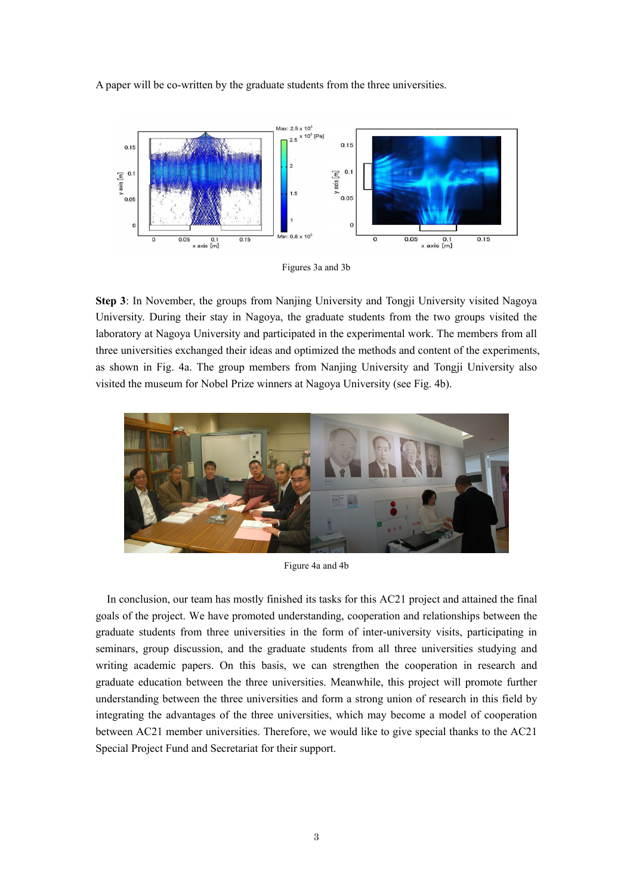A paper will be co-written by the graduate students from the three universities.

Max: 2.5 x 10^5
x 10^5 [Pa]
2.5
2
1.5
1
Min: 0.8 x 10^5

0.15
0.1
0.05
0
y axis [m]
0 0.05 0.1 0.15
x axis [m]

0.15
0.1
0.05
0
y axis [m]
0 0.05 0.1 0.15
x axis [m]

Figures 3a and 3b

**Step 3**: In November, the groups from Nanjing University and Tongji University visited Nagoya University. During their stay in Nagoya, the graduate students from the two groups visited the laboratory at Nagoya University and participated in the experimental work. The members from all three universities exchanged their ideas and optimized the methods and content of the experiments, as shown in Fig. 4a. The group members from Nanjing University and Tongji University also visited the museum for Nobel Prize winners at Nagoya University (see Fig. 4b).

Figure 4a and 4b

In conclusion, our team has mostly finished its tasks for this AC21 project and attained the final goals of the project. We have promoted understanding, cooperation and relationships between the graduate students from three universities in the form of inter-university visits, participating in seminars, group discussion, and the graduate students from all three universities studying and writing academic papers. On this basis, we can strengthen the cooperation in research and graduate education between the three universities. Meanwhile, this project will promote further understanding between the three universities and form a strong union of research in this field by integrating the advantages of the three universities, which may become a model of cooperation between AC21 member universities. Therefore, we would like to give special thanks to the AC21 Special Project Fund and Secretariat for their support.